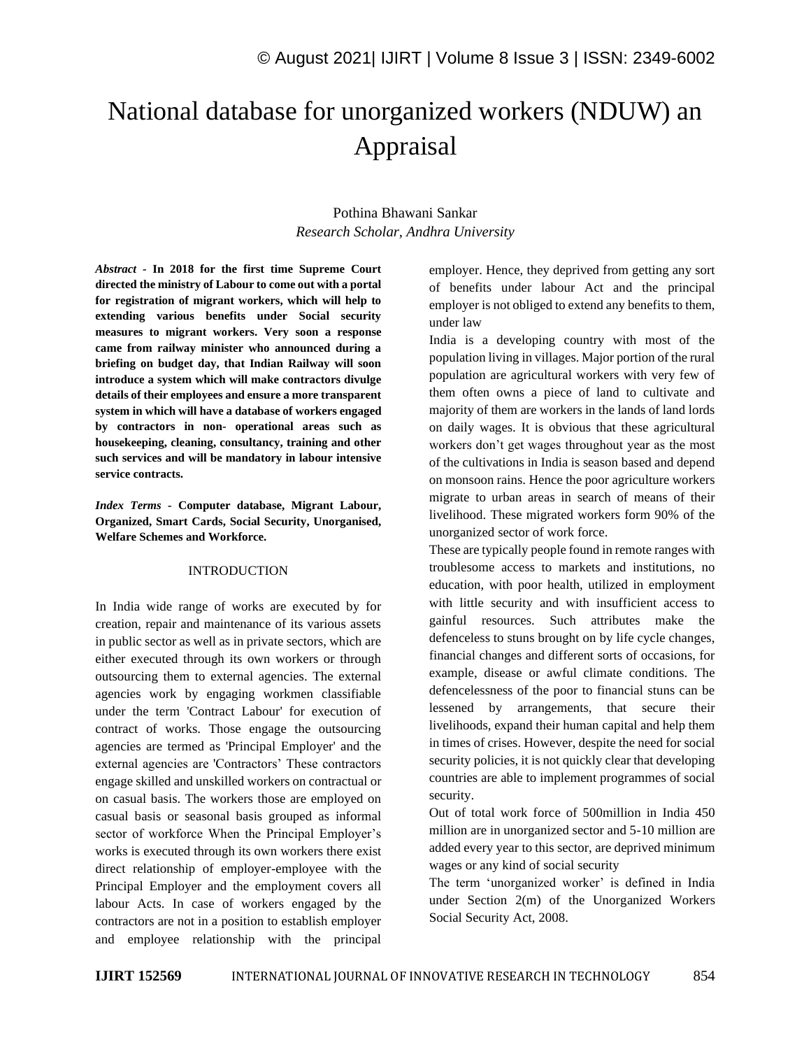# National database for unorganized workers (NDUW) an Appraisal

Pothina Bhawani Sankar
*Research Scholar, Andhra University*

***Abstract* - In 2018 for the first time Supreme Court directed the ministry of Labour to come out with a portal for registration of migrant workers, which will help to extending various benefits under Social security measures to migrant workers. Very soon a response came from railway minister who announced during a briefing on budget day, that Indian Railway will soon introduce a system which will make contractors divulge details of their employees and ensure a more transparent system in which will have a database of workers engaged by contractors in non- operational areas such as housekeeping, cleaning, consultancy, training and other such services and will be mandatory in labour intensive service contracts.**

***Index Terms* - Computer database, Migrant Labour, Organized, Smart Cards, Social Security, Unorganised, Welfare Schemes and Workforce.**

## INTRODUCTION

In India wide range of works are executed by for creation, repair and maintenance of its various assets in public sector as well as in private sectors, which are either executed through its own workers or through outsourcing them to external agencies. The external agencies work by engaging workmen classifiable under the term 'Contract Labour' for execution of contract of works. Those engage the outsourcing agencies are termed as 'Principal Employer' and the external agencies are 'Contractors' These contractors engage skilled and unskilled workers on contractual or on casual basis. The workers those are employed on casual basis or seasonal basis grouped as informal sector of workforce When the Principal Employer's works is executed through its own workers there exist direct relationship of employer-employee with the Principal Employer and the employment covers all labour Acts. In case of workers engaged by the contractors are not in a position to establish employer and employee relationship with the principal employer. Hence, they deprived from getting any sort of benefits under labour Act and the principal employer is not obliged to extend any benefits to them, under law

India is a developing country with most of the population living in villages. Major portion of the rural population are agricultural workers with very few of them often owns a piece of land to cultivate and majority of them are workers in the lands of land lords on daily wages. It is obvious that these agricultural workers don't get wages throughout year as the most of the cultivations in India is season based and depend on monsoon rains. Hence the poor agriculture workers migrate to urban areas in search of means of their livelihood. These migrated workers form 90% of the unorganized sector of work force.

These are typically people found in remote ranges with troublesome access to markets and institutions, no education, with poor health, utilized in employment with little security and with insufficient access to gainful resources. Such attributes make the defenceless to stuns brought on by life cycle changes, financial changes and different sorts of occasions, for example, disease or awful climate conditions. The defencelessness of the poor to financial stuns can be lessened by arrangements, that secure their livelihoods, expand their human capital and help them in times of crises. However, despite the need for social security policies, it is not quickly clear that developing countries are able to implement programmes of social security.

Out of total work force of 500million in India 450 million are in unorganized sector and 5-10 million are added every year to this sector, are deprived minimum wages or any kind of social security

The term 'unorganized worker' is defined in India under Section 2(m) of the Unorganized Workers Social Security Act, 2008.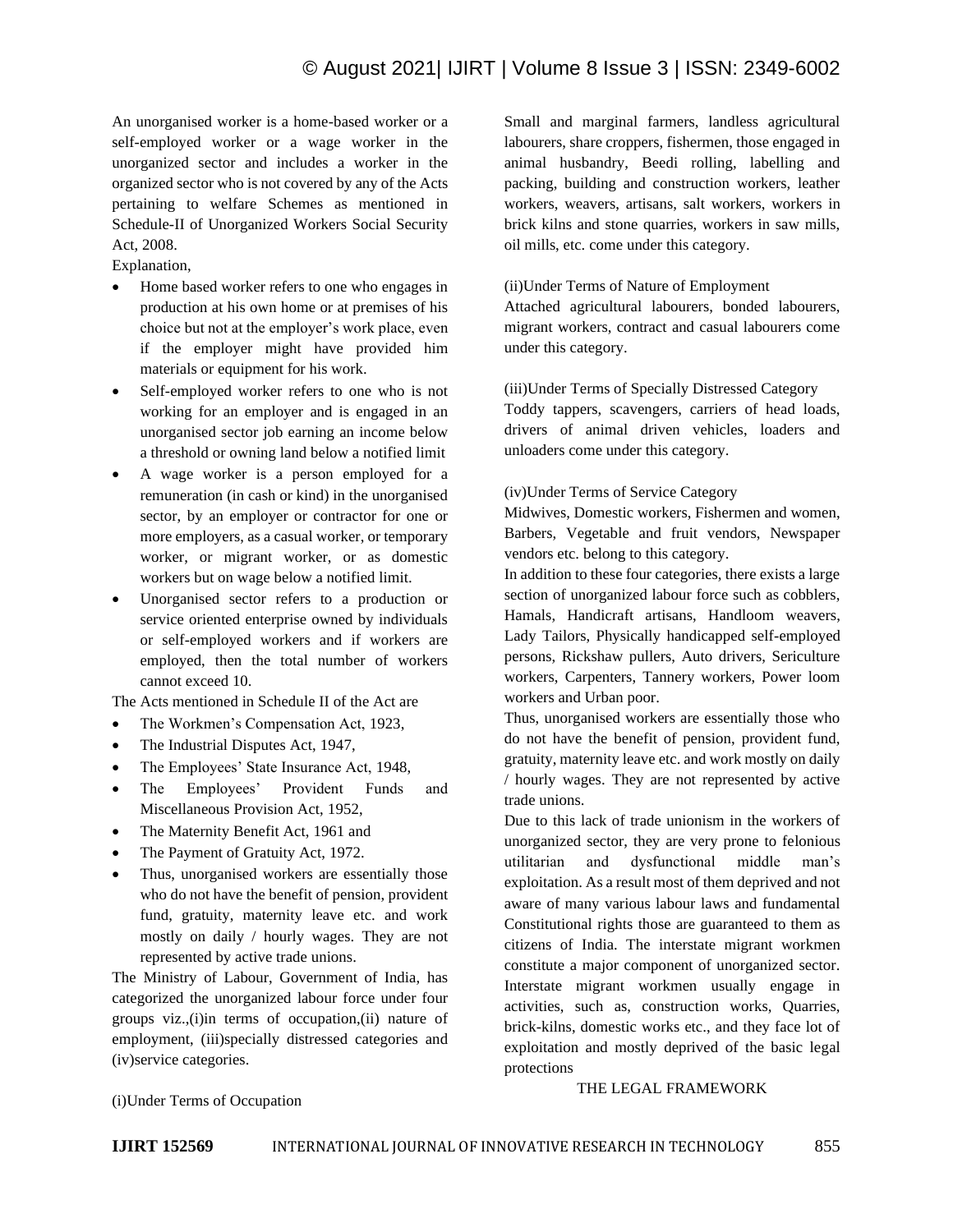An unorganised worker is a home-based worker or a self-employed worker or a wage worker in the unorganized sector and includes a worker in the organized sector who is not covered by any of the Acts pertaining to welfare Schemes as mentioned in Schedule-II of Unorganized Workers Social Security Act, 2008.

Explanation,

- Home based worker refers to one who engages in production at his own home or at premises of his choice but not at the employer's work place, even if the employer might have provided him materials or equipment for his work.
- Self-employed worker refers to one who is not working for an employer and is engaged in an unorganised sector job earning an income below a threshold or owning land below a notified limit
- A wage worker is a person employed for a remuneration (in cash or kind) in the unorganised sector, by an employer or contractor for one or more employers, as a casual worker, or temporary worker, or migrant worker, or as domestic workers but on wage below a notified limit.
- Unorganised sector refers to a production or service oriented enterprise owned by individuals or self-employed workers and if workers are employed, then the total number of workers cannot exceed 10.

The Acts mentioned in Schedule II of the Act are

- The Workmen's Compensation Act, 1923,
- The Industrial Disputes Act, 1947,
- The Employees' State Insurance Act, 1948,
- The Employees' Provident Funds and Miscellaneous Provision Act, 1952,
- The Maternity Benefit Act, 1961 and
- The Payment of Gratuity Act, 1972.
- Thus, unorganised workers are essentially those who do not have the benefit of pension, provident fund, gratuity, maternity leave etc. and work mostly on daily / hourly wages. They are not represented by active trade unions.

The Ministry of Labour, Government of India, has categorized the unorganized labour force under four groups viz.,(i)in terms of occupation,(ii) nature of employment, (iii)specially distressed categories and (iv)service categories.

(i)Under Terms of Occupation

Small and marginal farmers, landless agricultural labourers, share croppers, fishermen, those engaged in animal husbandry, Beedi rolling, labelling and packing, building and construction workers, leather workers, weavers, artisans, salt workers, workers in brick kilns and stone quarries, workers in saw mills, oil mills, etc. come under this category.

(ii)Under Terms of Nature of Employment

Attached agricultural labourers, bonded labourers, migrant workers, contract and casual labourers come under this category.

(iii)Under Terms of Specially Distressed Category

Toddy tappers, scavengers, carriers of head loads, drivers of animal driven vehicles, loaders and unloaders come under this category.

(iv)Under Terms of Service Category

Midwives, Domestic workers, Fishermen and women, Barbers, Vegetable and fruit vendors, Newspaper vendors etc. belong to this category.

In addition to these four categories, there exists a large section of unorganized labour force such as cobblers, Hamals, Handicraft artisans, Handloom weavers, Lady Tailors, Physically handicapped self-employed persons, Rickshaw pullers, Auto drivers, Sericulture workers, Carpenters, Tannery workers, Power loom workers and Urban poor.

Thus, unorganised workers are essentially those who do not have the benefit of pension, provident fund, gratuity, maternity leave etc. and work mostly on daily / hourly wages. They are not represented by active trade unions.

Due to this lack of trade unionism in the workers of unorganized sector, they are very prone to felonious utilitarian and dysfunctional middle man's exploitation. As a result most of them deprived and not aware of many various labour laws and fundamental Constitutional rights those are guaranteed to them as citizens of India. The interstate migrant workmen constitute a major component of unorganized sector. Interstate migrant workmen usually engage in activities, such as, construction works, Quarries, brick-kilns, domestic works etc., and they face lot of exploitation and mostly deprived of the basic legal protections

## THE LEGAL FRAMEWORK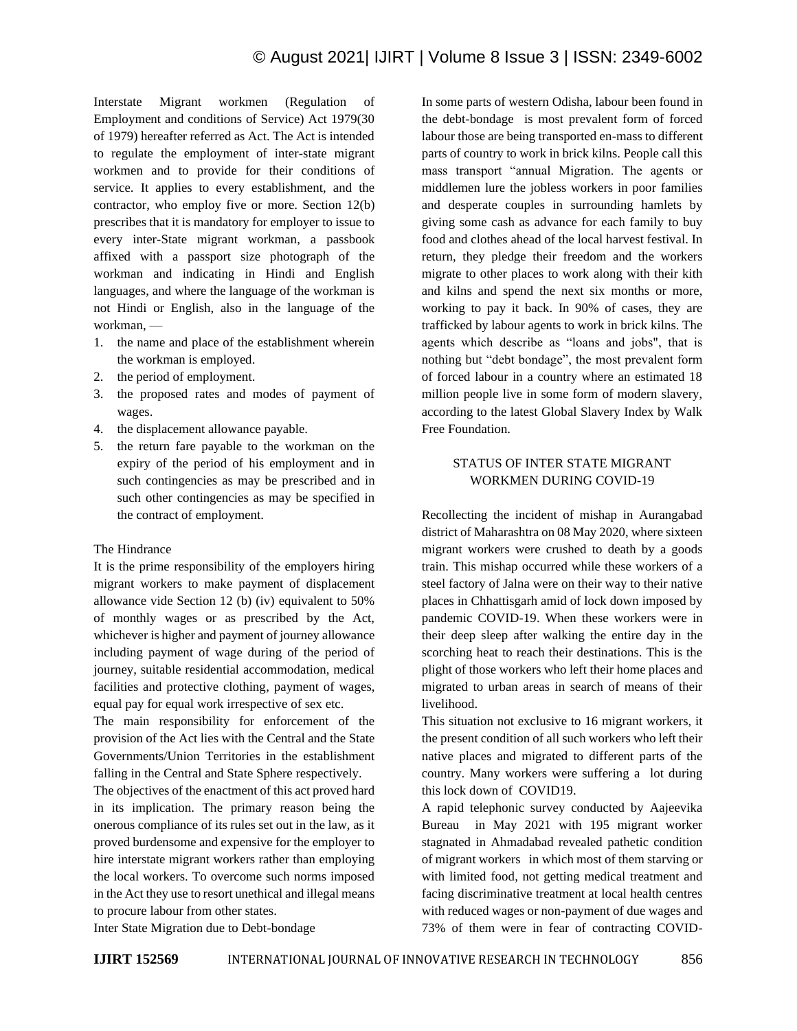Interstate Migrant workmen (Regulation of Employment and conditions of Service) Act 1979(30 of 1979) hereafter referred as Act. The Act is intended to regulate the employment of inter-state migrant workmen and to provide for their conditions of service. It applies to every establishment, and the contractor, who employ five or more. Section 12(b) prescribes that it is mandatory for employer to issue to every inter-State migrant workman, a passbook affixed with a passport size photograph of the workman and indicating in Hindi and English languages, and where the language of the workman is not Hindi or English, also in the language of the workman, —

1. the name and place of the establishment wherein the workman is employed.
2. the period of employment.
3. the proposed rates and modes of payment of wages.
4. the displacement allowance payable.
5. the return fare payable to the workman on the expiry of the period of his employment and in such contingencies as may be prescribed and in such other contingencies as may be specified in the contract of employment.

The Hindrance

It is the prime responsibility of the employers hiring migrant workers to make payment of displacement allowance vide Section 12 (b) (iv) equivalent to 50% of monthly wages or as prescribed by the Act, whichever is higher and payment of journey allowance including payment of wage during of the period of journey, suitable residential accommodation, medical facilities and protective clothing, payment of wages, equal pay for equal work irrespective of sex etc.

The main responsibility for enforcement of the provision of the Act lies with the Central and the State Governments/Union Territories in the establishment falling in the Central and State Sphere respectively.

The objectives of the enactment of this act proved hard in its implication. The primary reason being the onerous compliance of its rules set out in the law, as it proved burdensome and expensive for the employer to hire interstate migrant workers rather than employing the local workers. To overcome such norms imposed in the Act they use to resort unethical and illegal means to procure labour from other states.

Inter State Migration due to Debt-bondage

In some parts of western Odisha, labour been found in the debt-bondage is most prevalent form of forced labour those are being transported en-mass to different parts of country to work in brick kilns. People call this mass transport "annual Migration. The agents or middlemen lure the jobless workers in poor families and desperate couples in surrounding hamlets by giving some cash as advance for each family to buy food and clothes ahead of the local harvest festival. In return, they pledge their freedom and the workers migrate to other places to work along with their kith and kilns and spend the next six months or more, working to pay it back. In 90% of cases, they are trafficked by labour agents to work in brick kilns. The agents which describe as "loans and jobs", that is nothing but "debt bondage", the most prevalent form of forced labour in a country where an estimated 18 million people live in some form of modern slavery, according to the latest Global Slavery Index by Walk Free Foundation.

## STATUS OF INTER STATE MIGRANT WORKMEN DURING COVID-19

Recollecting the incident of mishap in Aurangabad district of Maharashtra on 08 May 2020, where sixteen migrant workers were crushed to death by a goods train. This mishap occurred while these workers of a steel factory of Jalna were on their way to their native places in Chhattisgarh amid of lock down imposed by pandemic COVID-19. When these workers were in their deep sleep after walking the entire day in the scorching heat to reach their destinations. This is the plight of those workers who left their home places and migrated to urban areas in search of means of their livelihood.

This situation not exclusive to 16 migrant workers, it the present condition of all such workers who left their native places and migrated to different parts of the country. Many workers were suffering a lot during this lock down of COVID19.

A rapid telephonic survey conducted by Aajeevika Bureau in May 2021 with 195 migrant worker stagnated in Ahmadabad revealed pathetic condition of migrant workers in which most of them starving or with limited food, not getting medical treatment and facing discriminative treatment at local health centres with reduced wages or non-payment of due wages and 73% of them were in fear of contracting COVID-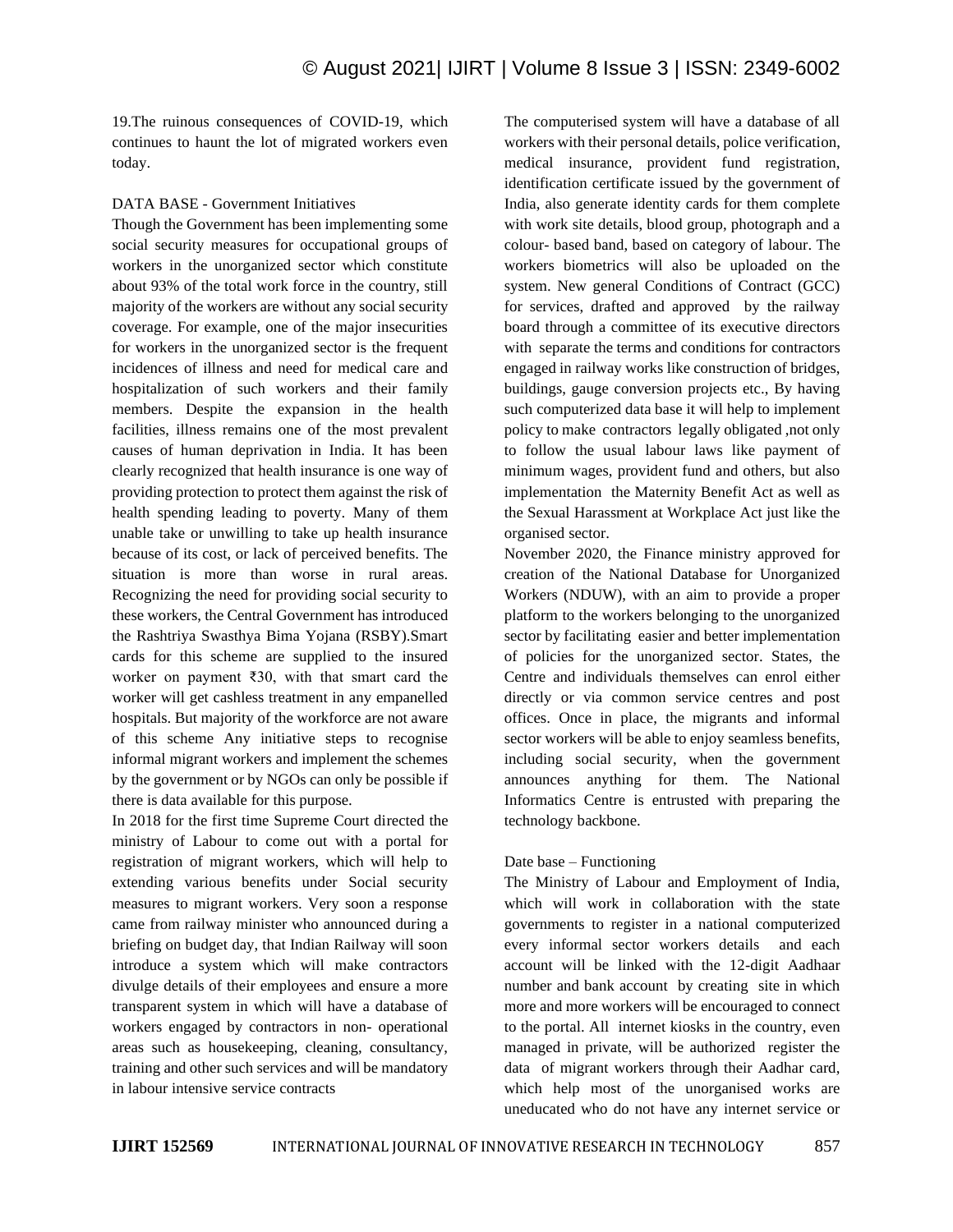19.The ruinous consequences of COVID-19, which continues to haunt the lot of migrated workers even today.

DATA BASE - Government Initiatives

Though the Government has been implementing some social security measures for occupational groups of workers in the unorganized sector which constitute about 93% of the total work force in the country, still majority of the workers are without any social security coverage. For example, one of the major insecurities for workers in the unorganized sector is the frequent incidences of illness and need for medical care and hospitalization of such workers and their family members. Despite the expansion in the health facilities, illness remains one of the most prevalent causes of human deprivation in India. It has been clearly recognized that health insurance is one way of providing protection to protect them against the risk of health spending leading to poverty. Many of them unable take or unwilling to take up health insurance because of its cost, or lack of perceived benefits. The situation is more than worse in rural areas. Recognizing the need for providing social security to these workers, the Central Government has introduced the Rashtriya Swasthya Bima Yojana (RSBY).Smart cards for this scheme are supplied to the insured worker on payment ₹30, with that smart card the worker will get cashless treatment in any empanelled hospitals. But majority of the workforce are not aware of this scheme Any initiative steps to recognise informal migrant workers and implement the schemes by the government or by NGOs can only be possible if there is data available for this purpose.

In 2018 for the first time Supreme Court directed the ministry of Labour to come out with a portal for registration of migrant workers, which will help to extending various benefits under Social security measures to migrant workers. Very soon a response came from railway minister who announced during a briefing on budget day, that Indian Railway will soon introduce a system which will make contractors divulge details of their employees and ensure a more transparent system in which will have a database of workers engaged by contractors in non- operational areas such as housekeeping, cleaning, consultancy, training and other such services and will be mandatory in labour intensive service contracts

The computerised system will have a database of all workers with their personal details, police verification, medical insurance, provident fund registration, identification certificate issued by the government of India, also generate identity cards for them complete with work site details, blood group, photograph and a colour- based band, based on category of labour. The workers biometrics will also be uploaded on the system. New general Conditions of Contract (GCC) for services, drafted and approved by the railway board through a committee of its executive directors with separate the terms and conditions for contractors engaged in railway works like construction of bridges, buildings, gauge conversion projects etc., By having such computerized data base it will help to implement policy to make contractors legally obligated ,not only to follow the usual labour laws like payment of minimum wages, provident fund and others, but also implementation the Maternity Benefit Act as well as the Sexual Harassment at Workplace Act just like the organised sector.

November 2020, the Finance ministry approved for creation of the National Database for Unorganized Workers (NDUW), with an aim to provide a proper platform to the workers belonging to the unorganized sector by facilitating easier and better implementation of policies for the unorganized sector. States, the Centre and individuals themselves can enrol either directly or via common service centres and post offices. Once in place, the migrants and informal sector workers will be able to enjoy seamless benefits, including social security, when the government announces anything for them. The National Informatics Centre is entrusted with preparing the technology backbone.

Date base – Functioning

The Ministry of Labour and Employment of India, which will work in collaboration with the state governments to register in a national computerized every informal sector workers details and each account will be linked with the 12-digit Aadhaar number and bank account by creating site in which more and more workers will be encouraged to connect to the portal. All internet kiosks in the country, even managed in private, will be authorized register the data of migrant workers through their Aadhar card, which help most of the unorganised works are uneducated who do not have any internet service or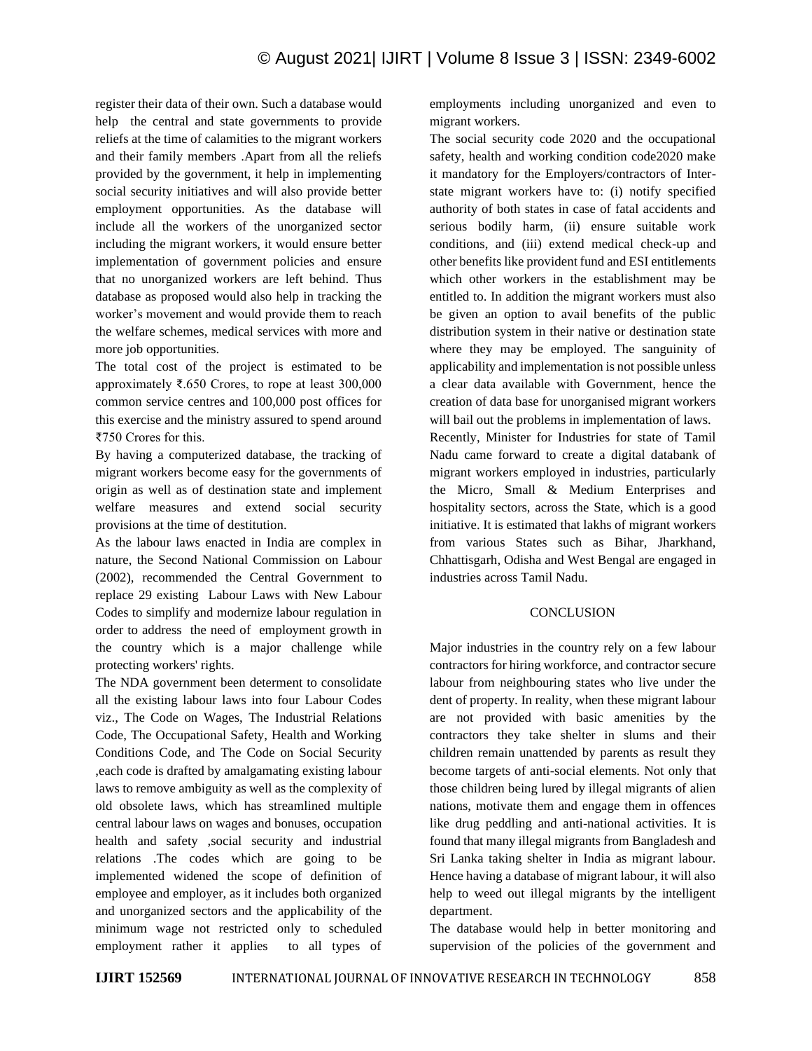register their data of their own. Such a database would help the central and state governments to provide reliefs at the time of calamities to the migrant workers and their family members .Apart from all the reliefs provided by the government, it help in implementing social security initiatives and will also provide better employment opportunities. As the database will include all the workers of the unorganized sector including the migrant workers, it would ensure better implementation of government policies and ensure that no unorganized workers are left behind. Thus database as proposed would also help in tracking the worker's movement and would provide them to reach the welfare schemes, medical services with more and more job opportunities.

The total cost of the project is estimated to be approximately ₹.650 Crores, to rope at least 300,000 common service centres and 100,000 post offices for this exercise and the ministry assured to spend around ₹750 Crores for this.

By having a computerized database, the tracking of migrant workers become easy for the governments of origin as well as of destination state and implement welfare measures and extend social security provisions at the time of destitution.

As the labour laws enacted in India are complex in nature, the Second National Commission on Labour (2002), recommended the Central Government to replace 29 existing Labour Laws with New Labour Codes to simplify and modernize labour regulation in order to address the need of employment growth in the country which is a major challenge while protecting workers' rights.

The NDA government been determent to consolidate all the existing labour laws into four Labour Codes viz., The Code on Wages, The Industrial Relations Code, The Occupational Safety, Health and Working Conditions Code, and The Code on Social Security ,each code is drafted by amalgamating existing labour laws to remove ambiguity as well as the complexity of old obsolete laws, which has streamlined multiple central labour laws on wages and bonuses, occupation health and safety ,social security and industrial relations .The codes which are going to be implemented widened the scope of definition of employee and employer, as it includes both organized and unorganized sectors and the applicability of the minimum wage not restricted only to scheduled employment rather it applies to all types of employments including unorganized and even to migrant workers.

The social security code 2020 and the occupational safety, health and working condition code2020 make it mandatory for the Employers/contractors of Inter-state migrant workers have to: (i) notify specified authority of both states in case of fatal accidents and serious bodily harm, (ii) ensure suitable work conditions, and (iii) extend medical check-up and other benefits like provident fund and ESI entitlements which other workers in the establishment may be entitled to. In addition the migrant workers must also be given an option to avail benefits of the public distribution system in their native or destination state where they may be employed. The sanguinity of applicability and implementation is not possible unless a clear data available with Government, hence the creation of data base for unorganised migrant workers will bail out the problems in implementation of laws.

Recently, Minister for Industries for state of Tamil Nadu came forward to create a digital databank of migrant workers employed in industries, particularly the Micro, Small & Medium Enterprises and hospitality sectors, across the State, which is a good initiative. It is estimated that lakhs of migrant workers from various States such as Bihar, Jharkhand, Chhattisgarh, Odisha and West Bengal are engaged in industries across Tamil Nadu.

## CONCLUSION

Major industries in the country rely on a few labour contractors for hiring workforce, and contractor secure labour from neighbouring states who live under the dent of property. In reality, when these migrant labour are not provided with basic amenities by the contractors they take shelter in slums and their children remain unattended by parents as result they become targets of anti-social elements. Not only that those children being lured by illegal migrants of alien nations, motivate them and engage them in offences like drug peddling and anti-national activities. It is found that many illegal migrants from Bangladesh and Sri Lanka taking shelter in India as migrant labour. Hence having a database of migrant labour, it will also help to weed out illegal migrants by the intelligent department.

The database would help in better monitoring and supervision of the policies of the government and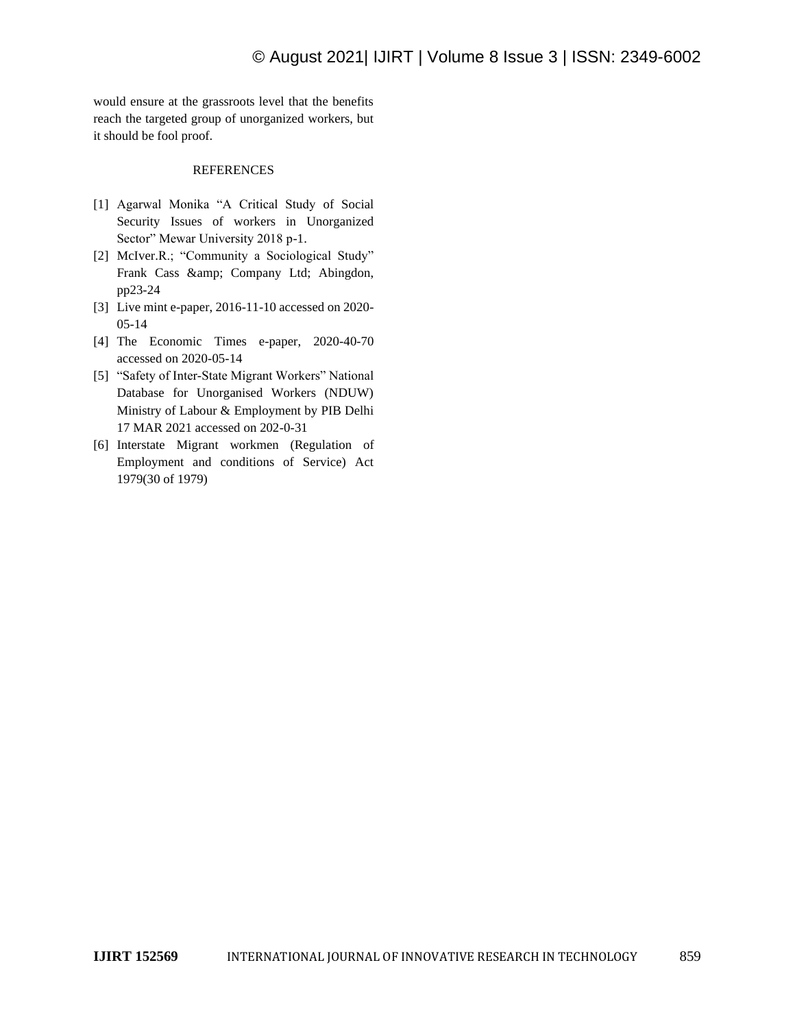would ensure at the grassroots level that the benefits reach the targeted group of unorganized workers, but it should be fool proof.

## REFERENCES

[1] Agarwal Monika "A Critical Study of Social Security Issues of workers in Unorganized Sector" Mewar University 2018 p-1.

[2] McIver.R.; "Community a Sociological Study" Frank Cass &amp; Company Ltd; Abingdon, pp23-24

[3] Live mint e-paper, 2016-11-10 accessed on 2020-05-14

[4] The Economic Times e-paper, 2020-40-70 accessed on 2020-05-14

[5] "Safety of Inter-State Migrant Workers" National Database for Unorganised Workers (NDUW) Ministry of Labour & Employment by PIB Delhi 17 MAR 2021 accessed on 202-0-31

[6] Interstate Migrant workmen (Regulation of Employment and conditions of Service) Act 1979(30 of 1979)